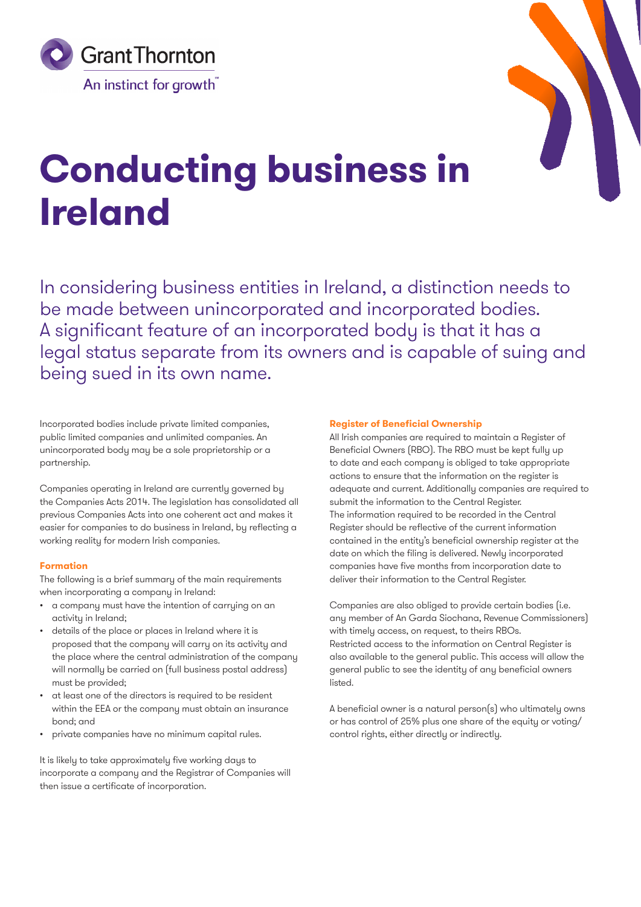# Conducting business in Ireland

In considering business entities in Ireland, a distinction needs to be made between unincorporated and incorporated bodies. A significant feature of an incorporated body is that it has a legal status separate from its owners and is capable of suing and being sued in its own name.

Incorporated bodies include private limited companies, public limited companies and unlimited companies. An unincorporated body may be a sole proprietorship or a partnership.

Companies operating in Ireland are currently governed by the Companies Acts 2014. The legislation has consolidated all previous Companies Acts into one coherent act and makes it easier for companies to do business in Ireland, by reflecting a working reality for modern Irish companies.

### Formation

The following is a brief summary of the main requirements when incorporating a company in Ireland:

- a company must have the intention of carrying on an activity in Ireland;
- details of the place or places in Ireland where it is proposed that the company will carry on its activity and the place where the central administration of the company will normally be carried on (full business postal address) must be provided;
- at least one of the directors is required to be resident within the EEA or the company must obtain an insurance bond; and
- private companies have no minimum capital rules.

It is likely to take approximately five working days to incorporate a company and the Registrar of Companies will then issue a certificate of incorporation.

### Register of Beneficial Ownership

All Irish companies are required to maintain a Register of Beneficial Owners (RBO). The RBO must be kept fully up to date and each company is obliged to take appropriate actions to ensure that the information on the register is adequate and current. Additionally companies are required to submit the information to the Central Register.
The information required to be recorded in the Central Register should be reflective of the current information contained in the entity's beneficial ownership register at the date on which the filing is delivered. Newly incorporated companies have five months from incorporation date to deliver their information to the Central Register.

Companies are also obliged to provide certain bodies (i.e. any member of An Garda Siochana, Revenue Commissioners) with timely access, on request, to theirs RBOs.
Restricted access to the information on Central Register is also available to the general public. This access will allow the general public to see the identity of any beneficial owners listed.

A beneficial owner is a natural person(s) who ultimately owns or has control of 25% plus one share of the equity or voting/control rights, either directly or indirectly.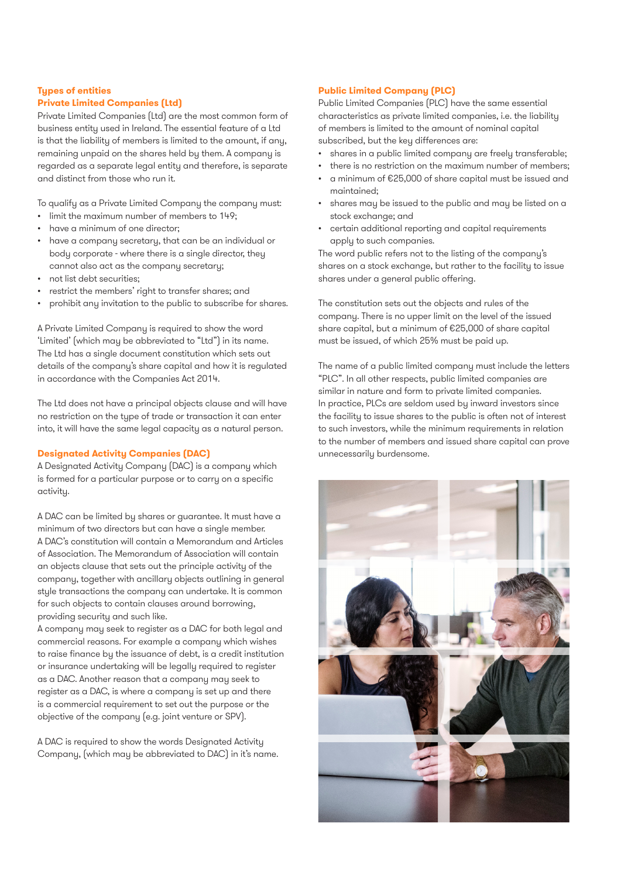## Types of entities

### Private Limited Companies (Ltd)

Private Limited Companies (Ltd) are the most common form of business entity used in Ireland. The essential feature of a Ltd is that the liability of members is limited to the amount, if any, remaining unpaid on the shares held by them. A company is regarded as a separate legal entity and therefore, is separate and distinct from those who run it.

To qualify as a Private Limited Company the company must:

- limit the maximum number of members to 149;
- have a minimum of one director;
- have a company secretary, that can be an individual or body corporate - where there is a single director, they cannot also act as the company secretary;
- not list debt securities;
- restrict the members' right to transfer shares; and
- prohibit any invitation to the public to subscribe for shares.

A Private Limited Company is required to show the word 'Limited' (which may be abbreviated to "Ltd") in its name. The Ltd has a single document constitution which sets out details of the company's share capital and how it is regulated in accordance with the Companies Act 2014.

The Ltd does not have a principal objects clause and will have no restriction on the type of trade or transaction it can enter into, it will have the same legal capacity as a natural person.

### Designated Activity Companies (DAC)

A Designated Activity Company (DAC) is a company which is formed for a particular purpose or to carry on a specific activity.

A DAC can be limited by shares or guarantee. It must have a minimum of two directors but can have a single member. A DAC's constitution will contain a Memorandum and Articles of Association. The Memorandum of Association will contain an objects clause that sets out the principle activity of the company, together with ancillary objects outlining in general style transactions the company can undertake. It is common for such objects to contain clauses around borrowing, providing security and such like.
A company may seek to register as a DAC for both legal and commercial reasons. For example a company which wishes to raise finance by the issuance of debt, is a credit institution or insurance undertaking will be legally required to register as a DAC. Another reason that a company may seek to register as a DAC, is where a company is set up and there is a commercial requirement to set out the purpose or the objective of the company (e.g. joint venture or SPV).

A DAC is required to show the words Designated Activity Company, (which may be abbreviated to DAC) in it's name.

### Public Limited Company (PLC)

Public Limited Company (PLC) have the same essential characteristics as private limited companies, i.e. the liability of members is limited to the amount of nominal capital subscribed, but the key differences are:

- shares in a public limited company are freely transferable;
- there is no restriction on the maximum number of members;
- a minimum of €25,000 of share capital must be issued and maintained;
- shares may be issued to the public and may be listed on a stock exchange; and
- certain additional reporting and capital requirements apply to such companies.

The word public refers not to the listing of the company's shares on a stock exchange, but rather to the facility to issue shares under a general public offering.

The constitution sets out the objects and rules of the company. There is no upper limit on the level of the issued share capital, but a minimum of €25,000 of share capital must be issued, of which 25% must be paid up.

The name of a public limited company must include the letters "PLC". In all other respects, public limited companies are similar in nature and form to private limited companies.
In practice, PLCs are seldom used by inward investors since the facility to issue shares to the public is often not of interest to such investors, while the minimum requirements in relation to the number of members and issued share capital can prove unnecessarily burdensome.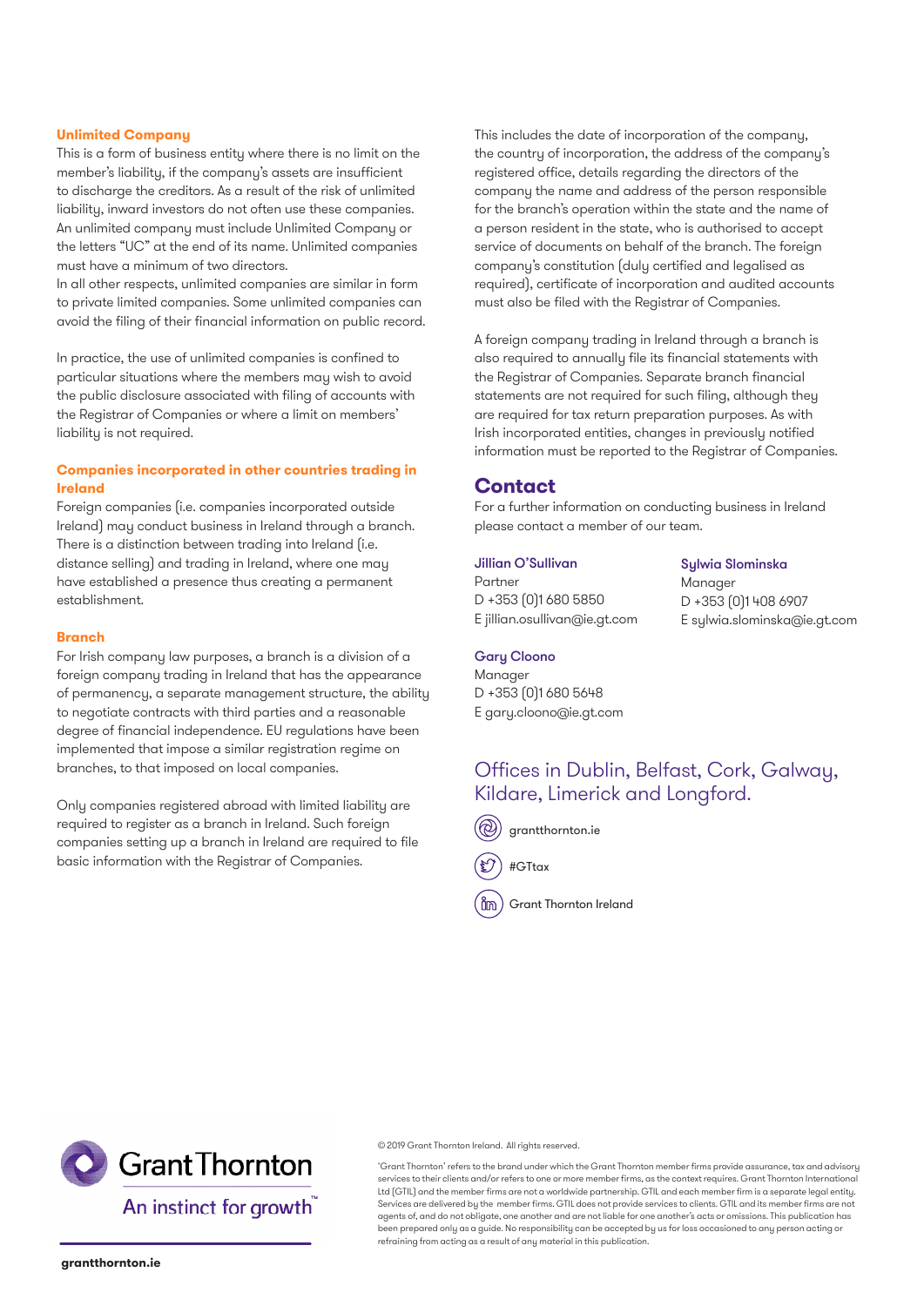### Unlimited Company

This is a form of business entity where there is no limit on the member's liability, if the company's assets are insufficient to discharge the creditors. As a result of the risk of unlimited liability, inward investors do not often use these companies. An unlimited company must include Unlimited Company or the letters "UC" at the end of its name. Unlimited companies must have a minimum of two directors.
In all other respects, unlimited companies are similar in form to private limited companies. Some unlimited companies can avoid the filing of their financial information on public record.

In practice, the use of unlimited companies is confined to particular situations where the members may wish to avoid the public disclosure associated with filing of accounts with the Registrar of Companies or where a limit on members' liability is not required.

### Companies incorporated in other countries trading in Ireland

Foreign companies (i.e. companies incorporated outside Ireland) may conduct business in Ireland through a branch. There is a distinction between trading into Ireland (i.e. distance selling) and trading in Ireland, where one may have established a presence thus creating a permanent establishment.

### Branch

For Irish company law purposes, a branch is a division of a foreign company trading in Ireland that has the appearance of permanency, a separate management structure, the ability to negotiate contracts with third parties and a reasonable degree of financial independence. EU regulations have been implemented that impose a similar registration regime on branches, to that imposed on local companies.

Only companies registered abroad with limited liability are required to register as a branch in Ireland. Such foreign companies setting up a branch in Ireland are required to file basic information with the Registrar of Companies.

This includes the date of incorporation of the company, the country of incorporation, the address of the company's registered office, details regarding the directors of the company the name and address of the person responsible for the branch's operation within the state and the name of a person resident in the state, who is authorised to accept service of documents on behalf of the branch. The foreign company's constitution (duly certified and legalised as required), certificate of incorporation and audited accounts must also be filed with the Registrar of Companies.

A foreign company trading in Ireland through a branch is also required to annually file its financial statements with the Registrar of Companies. Separate branch financial statements are not required for such filing, although they are required for tax return preparation purposes. As with Irish incorporated entities, changes in previously notified information must be reported to the Registrar of Companies.

## Contact

For a further information on conducting business in Ireland please contact a member of our team.

**Jillian O'Sullivan**
Partner
D +353 (0)1 680 5850
E jillian.osullivan@ie.gt.com

**Sylwia Slominska**
Manager
D +353 (0)1 408 6907
E sylwia.slominska@ie.gt.com

**Gary Cloono**
Manager
D +353 (0)1 680 5648
E gary.cloono@ie.gt.com

Offices in Dublin, Belfast, Cork, Galway, Kildare, Limerick and Longford.

grantthornton.ie

#GTtax

Grant Thornton Ireland

Grant Thornton
An instinct for growth™

© 2019 Grant Thornton Ireland. All rights reserved.

'Grant Thornton' refers to the brand under which the Grant Thornton member firms provide assurance, tax and advisory services to their clients and/or refers to one or more member firms, as the context requires. Grant Thornton International Ltd (GTIL) and the member firms are not a worldwide partnership. GTIL and each member firm is a separate legal entity. Services are delivered by the member firms. GTIL does not provide services to clients. GTIL and its member firms are not agents of, and do not obligate, one another and are not liable for one another's acts or omissions. This publication has been prepared only as a guide. No responsibility can be accepted by us for loss occasioned to any person acting or refraining from acting as a result of any material in this publication.

grantthornton.ie